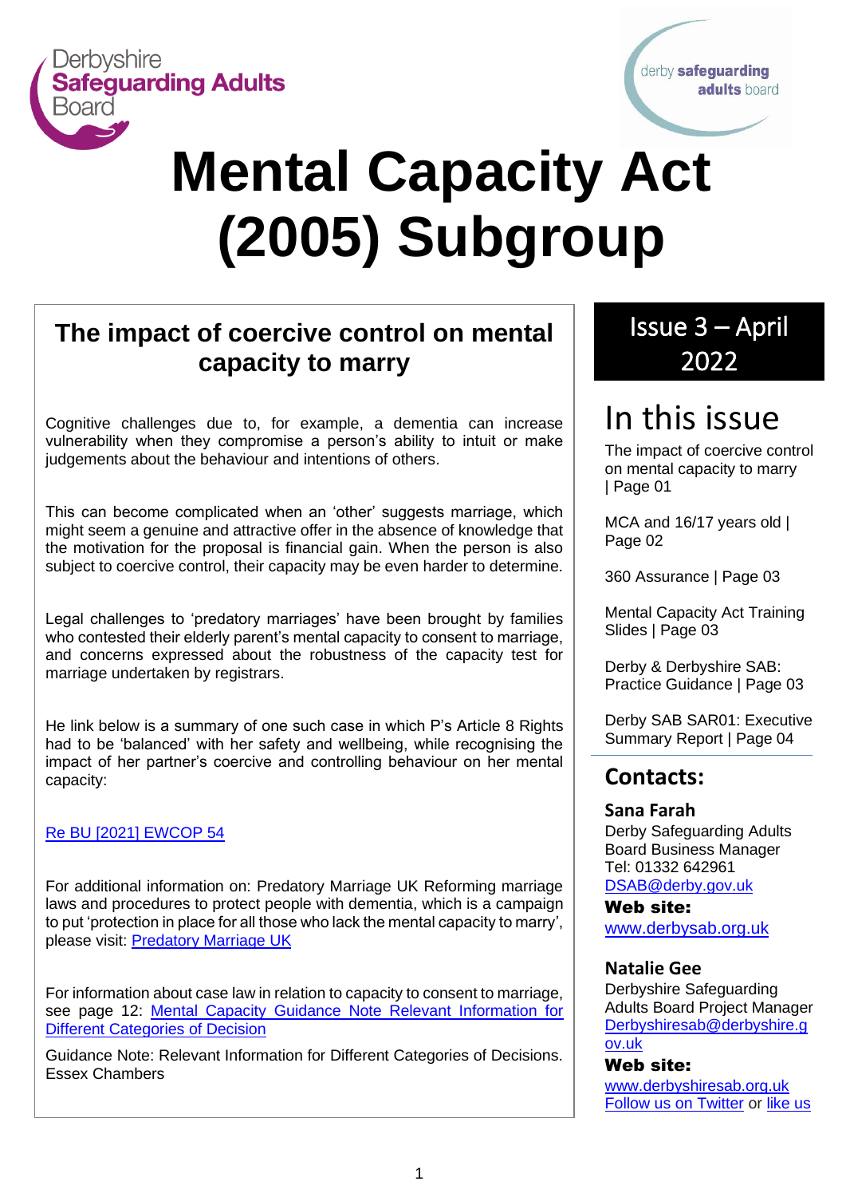Derbyshire **Safeguarding Adults** Board

derby **safeguarding adults** board

# Mental Capacity Act (2005) Subgroup

## The impact of coercive control on mental capacity to marry

Cognitive challenges due to, for example, a dementia can increase vulnerability when they compromise a person's ability to intuit or make judgements about the behaviour and intentions of others.

This can become complicated when an 'other' suggests marriage, which might seem a genuine and attractive offer in the absence of knowledge that the motivation for the proposal is financial gain. When the person is also subject to coercive control, their capacity may be even harder to determine.

Legal challenges to 'predatory marriages' have been brought by families who contested their elderly parent's mental capacity to consent to marriage, and concerns expressed about the robustness of the capacity test for marriage undertaken by registrars.

He link below is a summary of one such case in which P's Article 8 Rights had to be 'balanced' with her safety and wellbeing, while recognising the impact of her partner's coercive and controlling behaviour on her mental capacity:

[Re BU [2021] EWCOP 54]

For additional information on: Predatory Marriage UK Reforming marriage laws and procedures to protect people with dementia, which is a campaign to put 'protection in place for all those who lack the mental capacity to marry', please visit: [Predatory Marriage UK]

For information about case law in relation to capacity to consent to marriage, see page 12: [Mental Capacity Guidance Note Relevant Information for Different Categories of Decision]

Guidance Note: Relevant Information for Different Categories of Decisions. Essex Chambers

## Issue 3 – April 2022

## In this issue

The impact of coercive control on mental capacity to marry | Page 01

MCA and 16/17 years old | Page 02

360 Assurance | Page 03

Mental Capacity Act Training Slides | Page 03

Derby & Derbyshire SAB: Practice Guidance | Page 03

Derby SAB SAR01: Executive Summary Report | Page 04

## Contacts:

**Sana Farah**
Derby Safeguarding Adults Board Business Manager
Tel: 01332 642961
DSAB@derby.gov.uk

**Web site:**
www.derbysab.org.uk

**Natalie Gee**
Derbyshire Safeguarding Adults Board Project Manager
Derbyshiresab@derbyshire.gov.uk

**Web site:**
www.derbyshiresab.org.uk
Follow us on Twitter or like us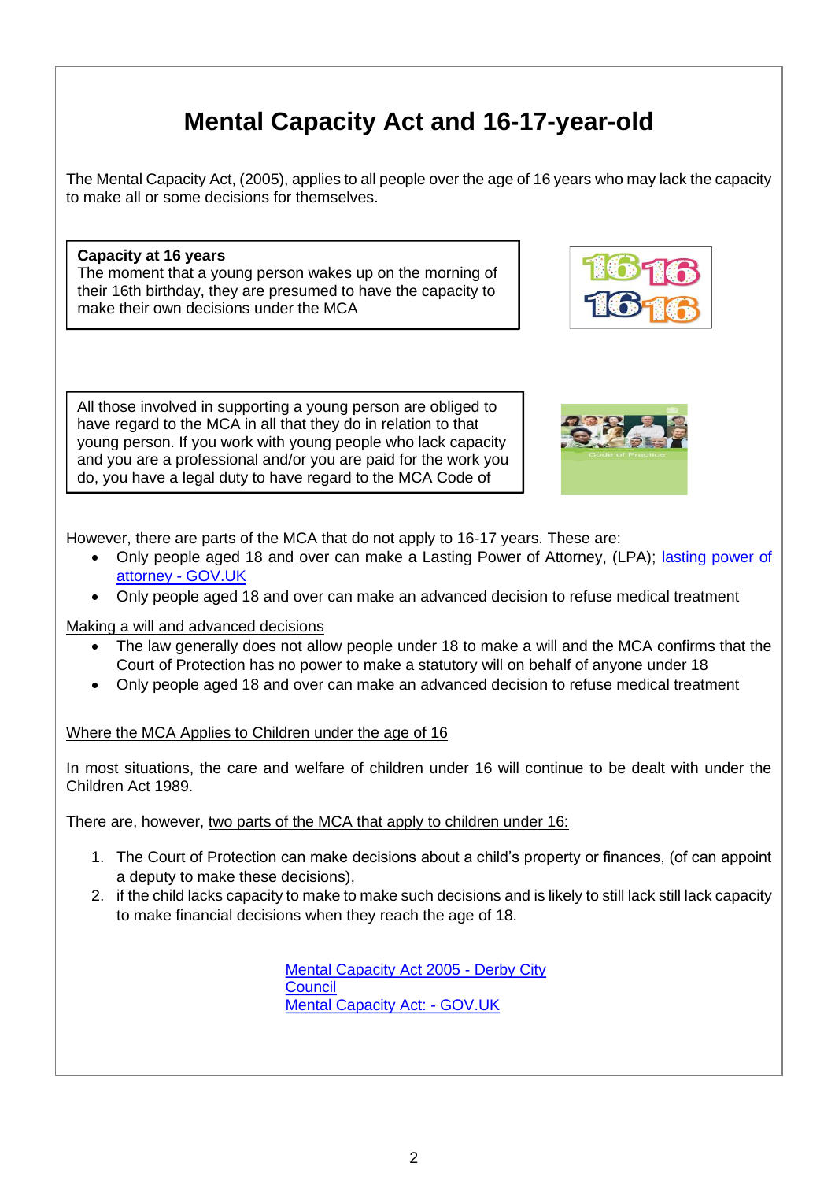# Mental Capacity Act and 16-17-year-old

The Mental Capacity Act, (2005), applies to all people over the age of 16 years who may lack the capacity to make all or some decisions for themselves.

**Capacity at 16 years**
The moment that a young person wakes up on the morning of their 16th birthday, they are presumed to have the capacity to make their own decisions under the MCA

All those involved in supporting a young person are obliged to have regard to the MCA in all that they do in relation to that young person. If you work with young people who lack capacity and you are a professional and/or you are paid for the work you do, you have a legal duty to have regard to the MCA Code of

However, there are parts of the MCA that do not apply to 16-17 years. These are:

- Only people aged 18 and over can make a Lasting Power of Attorney, (LPA); lasting power of attorney - GOV.UK
- Only people aged 18 and over can make an advanced decision to refuse medical treatment

Making a will and advanced decisions

- The law generally does not allow people under 18 to make a will and the MCA confirms that the Court of Protection has no power to make a statutory will on behalf of anyone under 18
- Only people aged 18 and over can make an advanced decision to refuse medical treatment

Where the MCA Applies to Children under the age of 16

In most situations, the care and welfare of children under 16 will continue to be dealt with under the Children Act 1989.

There are, however, two parts of the MCA that apply to children under 16:

1. The Court of Protection can make decisions about a child's property or finances, (of can appoint a deputy to make these decisions),
2. if the child lacks capacity to make to make such decisions and is likely to still lack still lack capacity to make financial decisions when they reach the age of 18.

Mental Capacity Act 2005 - Derby City Council
Mental Capacity Act: - GOV.UK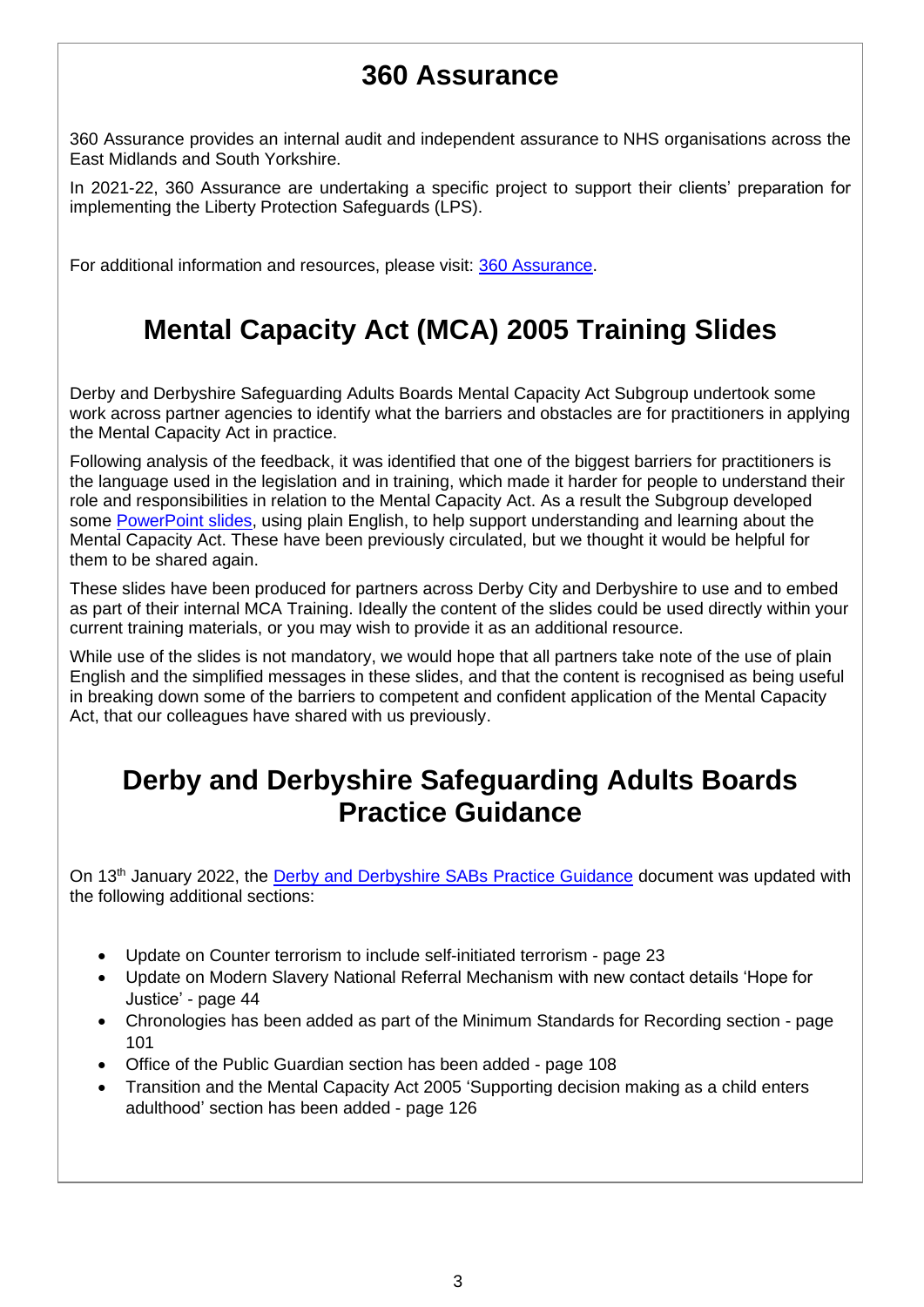## 360 Assurance

360 Assurance provides an internal audit and independent assurance to NHS organisations across the East Midlands and South Yorkshire.

In 2021-22, 360 Assurance are undertaking a specific project to support their clients' preparation for implementing the Liberty Protection Safeguards (LPS).

For additional information and resources, please visit: 360 Assurance.

## Mental Capacity Act (MCA) 2005 Training Slides

Derby and Derbyshire Safeguarding Adults Boards Mental Capacity Act Subgroup undertook some work across partner agencies to identify what the barriers and obstacles are for practitioners in applying the Mental Capacity Act in practice.

Following analysis of the feedback, it was identified that one of the biggest barriers for practitioners is the language used in the legislation and in training, which made it harder for people to understand their role and responsibilities in relation to the Mental Capacity Act. As a result the Subgroup developed some PowerPoint slides, using plain English, to help support understanding and learning about the Mental Capacity Act. These have been previously circulated, but we thought it would be helpful for them to be shared again.

These slides have been produced for partners across Derby City and Derbyshire to use and to embed as part of their internal MCA Training. Ideally the content of the slides could be used directly within your current training materials, or you may wish to provide it as an additional resource.

While use of the slides is not mandatory, we would hope that all partners take note of the use of plain English and the simplified messages in these slides, and that the content is recognised as being useful in breaking down some of the barriers to competent and confident application of the Mental Capacity Act, that our colleagues have shared with us previously.

## Derby and Derbyshire Safeguarding Adults Boards Practice Guidance

On 13th January 2022, the Derby and Derbyshire SABs Practice Guidance document was updated with the following additional sections:

- Update on Counter terrorism to include self-initiated terrorism - page 23
- Update on Modern Slavery National Referral Mechanism with new contact details 'Hope for Justice' - page 44
- Chronologies has been added as part of the Minimum Standards for Recording section - page 101
- Office of the Public Guardian section has been added - page 108
- Transition and the Mental Capacity Act 2005 'Supporting decision making as a child enters adulthood' section has been added - page 126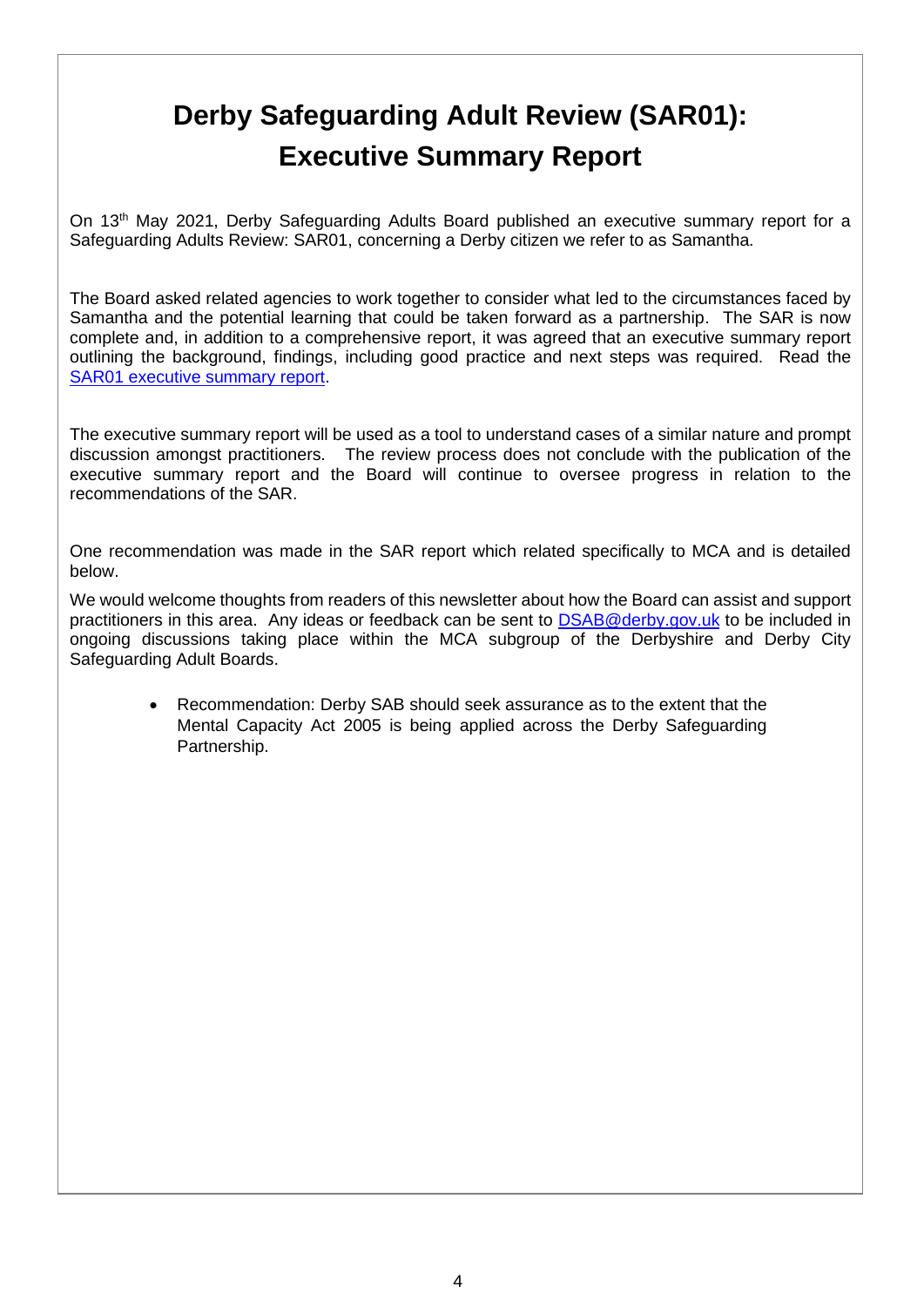# Derby Safeguarding Adult Review (SAR01): Executive Summary Report

On 13th May 2021, Derby Safeguarding Adults Board published an executive summary report for a Safeguarding Adults Review: SAR01, concerning a Derby citizen we refer to as Samantha.

The Board asked related agencies to work together to consider what led to the circumstances faced by Samantha and the potential learning that could be taken forward as a partnership. The SAR is now complete and, in addition to a comprehensive report, it was agreed that an executive summary report outlining the background, findings, including good practice and next steps was required. Read the SAR01 executive summary report.

The executive summary report will be used as a tool to understand cases of a similar nature and prompt discussion amongst practitioners. The review process does not conclude with the publication of the executive summary report and the Board will continue to oversee progress in relation to the recommendations of the SAR.

One recommendation was made in the SAR report which related specifically to MCA and is detailed below.

We would welcome thoughts from readers of this newsletter about how the Board can assist and support practitioners in this area. Any ideas or feedback can be sent to DSAB@derby.gov.uk to be included in ongoing discussions taking place within the MCA subgroup of the Derbyshire and Derby City Safeguarding Adult Boards.

- Recommendation: Derby SAB should seek assurance as to the extent that the Mental Capacity Act 2005 is being applied across the Derby Safeguarding Partnership.